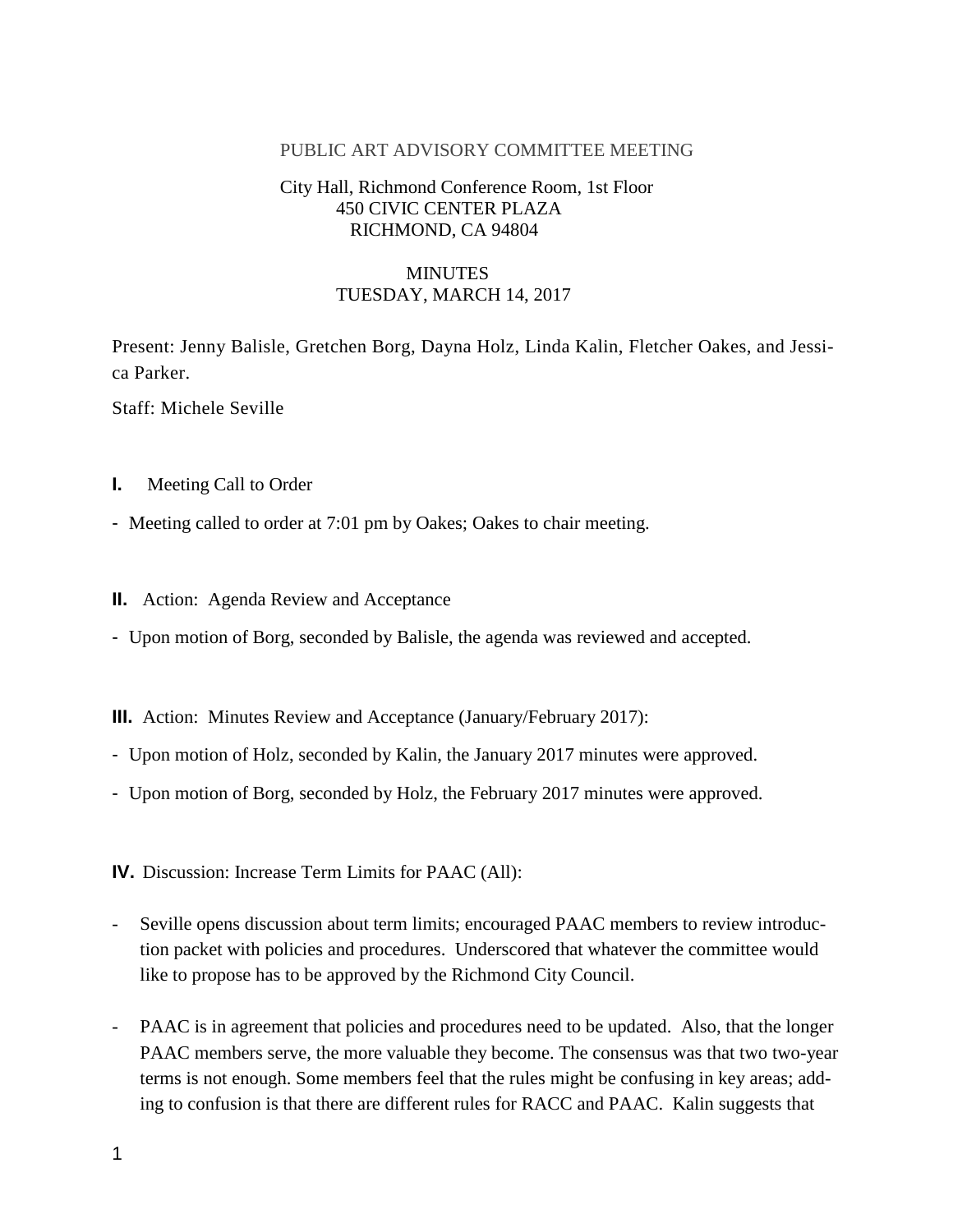PUBLIC ART ADVISORY COMMITTEE MEETING

City Hall, Richmond Conference Room, 1st Floor
450 CIVIC CENTER PLAZA
RICHMOND, CA 94804

MINUTES
TUESDAY, MARCH 14, 2017

Present: Jenny Balisle, Gretchen Borg, Dayna Holz, Linda Kalin, Fletcher Oakes, and Jessica Parker.

Staff: Michele Seville

**I.** Meeting Call to Order

- Meeting called to order at 7:01 pm by Oakes; Oakes to chair meeting.

**II.** Action: Agenda Review and Acceptance

- Upon motion of Borg, seconded by Balisle, the agenda was reviewed and accepted.

**III.** Action: Minutes Review and Acceptance (January/February 2017):

- Upon motion of Holz, seconded by Kalin, the January 2017 minutes were approved.
- Upon motion of Borg, seconded by Holz, the February 2017 minutes were approved.

**IV.** Discussion: Increase Term Limits for PAAC (All):

- Seville opens discussion about term limits; encouraged PAAC members to review introduction packet with policies and procedures. Underscored that whatever the committee would like to propose has to be approved by the Richmond City Council.

- PAAC is in agreement that policies and procedures need to be updated. Also, that the longer PAAC members serve, the more valuable they become. The consensus was that two two-year terms is not enough. Some members feel that the rules might be confusing in key areas; adding to confusion is that there are different rules for RACC and PAAC. Kalin suggests that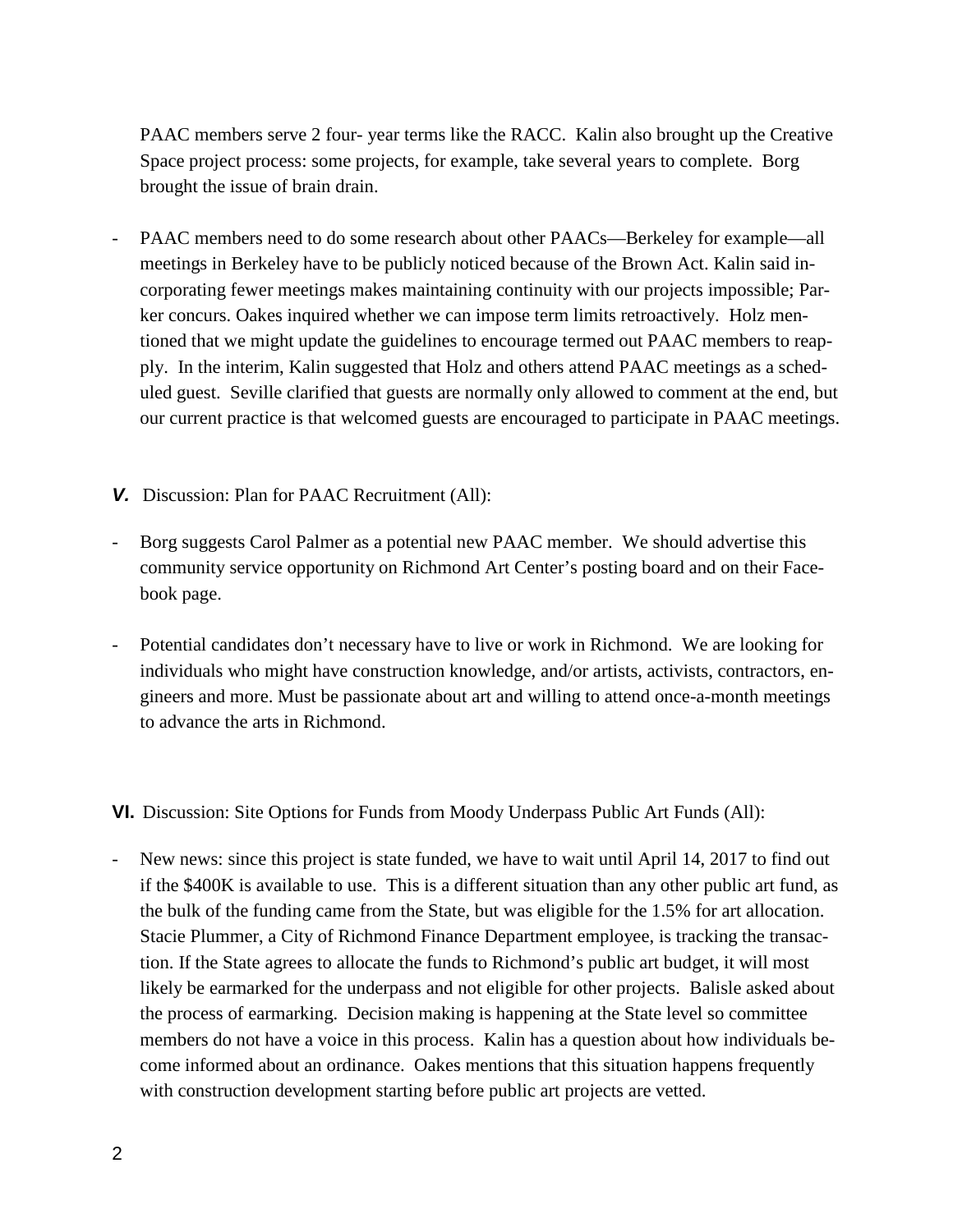PAAC members serve 2 four- year terms like the RACC. Kalin also brought up the Creative Space project process: some projects, for example, take several years to complete. Borg brought the issue of brain drain.

- PAAC members need to do some research about other PAACs—Berkeley for example—all meetings in Berkeley have to be publicly noticed because of the Brown Act. Kalin said incorporating fewer meetings makes maintaining continuity with our projects impossible; Parker concurs. Oakes inquired whether we can impose term limits retroactively. Holz mentioned that we might update the guidelines to encourage termed out PAAC members to reapply. In the interim, Kalin suggested that Holz and others attend PAAC meetings as a scheduled guest. Seville clarified that guests are normally only allowed to comment at the end, but our current practice is that welcomed guests are encouraged to participate in PAAC meetings.

***V.*** Discussion: Plan for PAAC Recruitment (All):

- Borg suggests Carol Palmer as a potential new PAAC member. We should advertise this community service opportunity on Richmond Art Center's posting board and on their Facebook page.

- Potential candidates don't necessary have to live or work in Richmond. We are looking for individuals who might have construction knowledge, and/or artists, activists, contractors, engineers and more. Must be passionate about art and willing to attend once-a-month meetings to advance the arts in Richmond.

**VI.** Discussion: Site Options for Funds from Moody Underpass Public Art Funds (All):

- New news: since this project is state funded, we have to wait until April 14, 2017 to find out if the $400K is available to use. This is a different situation than any other public art fund, as the bulk of the funding came from the State, but was eligible for the 1.5% for art allocation. Stacie Plummer, a City of Richmond Finance Department employee, is tracking the transaction. If the State agrees to allocate the funds to Richmond's public art budget, it will most likely be earmarked for the underpass and not eligible for other projects. Balisle asked about the process of earmarking. Decision making is happening at the State level so committee members do not have a voice in this process. Kalin has a question about how individuals become informed about an ordinance. Oakes mentions that this situation happens frequently with construction development starting before public art projects are vetted.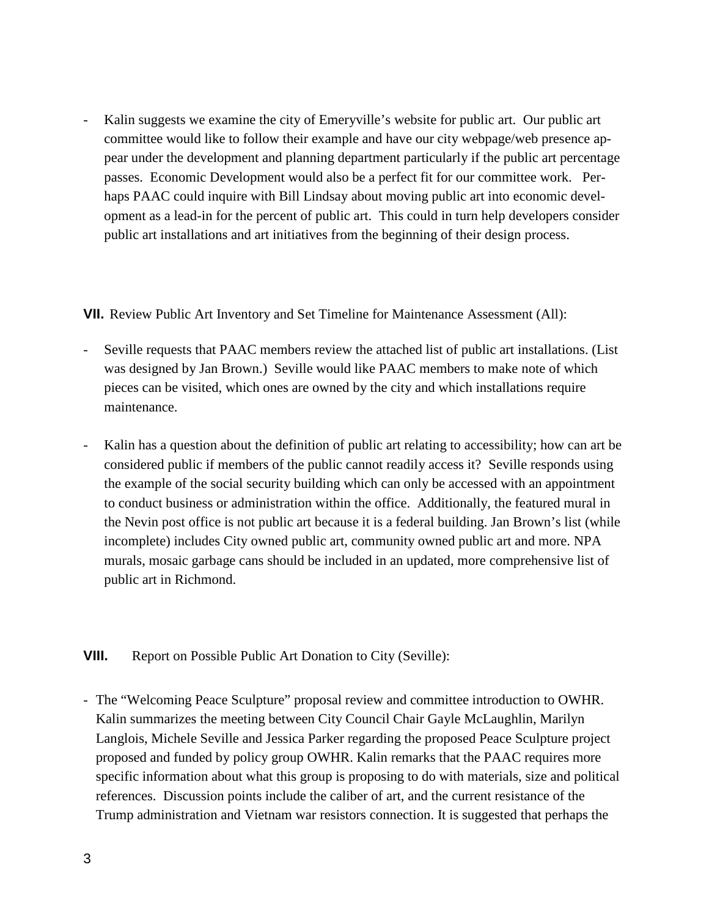- Kalin suggests we examine the city of Emeryville's website for public art. Our public art committee would like to follow their example and have our city webpage/web presence appear under the development and planning department particularly if the public art percentage passes. Economic Development would also be a perfect fit for our committee work. Perhaps PAAC could inquire with Bill Lindsay about moving public art into economic development as a lead-in for the percent of public art. This could in turn help developers consider public art installations and art initiatives from the beginning of their design process.

**VII.** Review Public Art Inventory and Set Timeline for Maintenance Assessment (All):

- Seville requests that PAAC members review the attached list of public art installations. (List was designed by Jan Brown.) Seville would like PAAC members to make note of which pieces can be visited, which ones are owned by the city and which installations require maintenance.

- Kalin has a question about the definition of public art relating to accessibility; how can art be considered public if members of the public cannot readily access it? Seville responds using the example of the social security building which can only be accessed with an appointment to conduct business or administration within the office. Additionally, the featured mural in the Nevin post office is not public art because it is a federal building. Jan Brown's list (while incomplete) includes City owned public art, community owned public art and more. NPA murals, mosaic garbage cans should be included in an updated, more comprehensive list of public art in Richmond.

**VIII.** Report on Possible Public Art Donation to City (Seville):

- The "Welcoming Peace Sculpture" proposal review and committee introduction to OWHR. Kalin summarizes the meeting between City Council Chair Gayle McLaughlin, Marilyn Langlois, Michele Seville and Jessica Parker regarding the proposed Peace Sculpture project proposed and funded by policy group OWHR. Kalin remarks that the PAAC requires more specific information about what this group is proposing to do with materials, size and political references. Discussion points include the caliber of art, and the current resistance of the Trump administration and Vietnam war resistors connection. It is suggested that perhaps the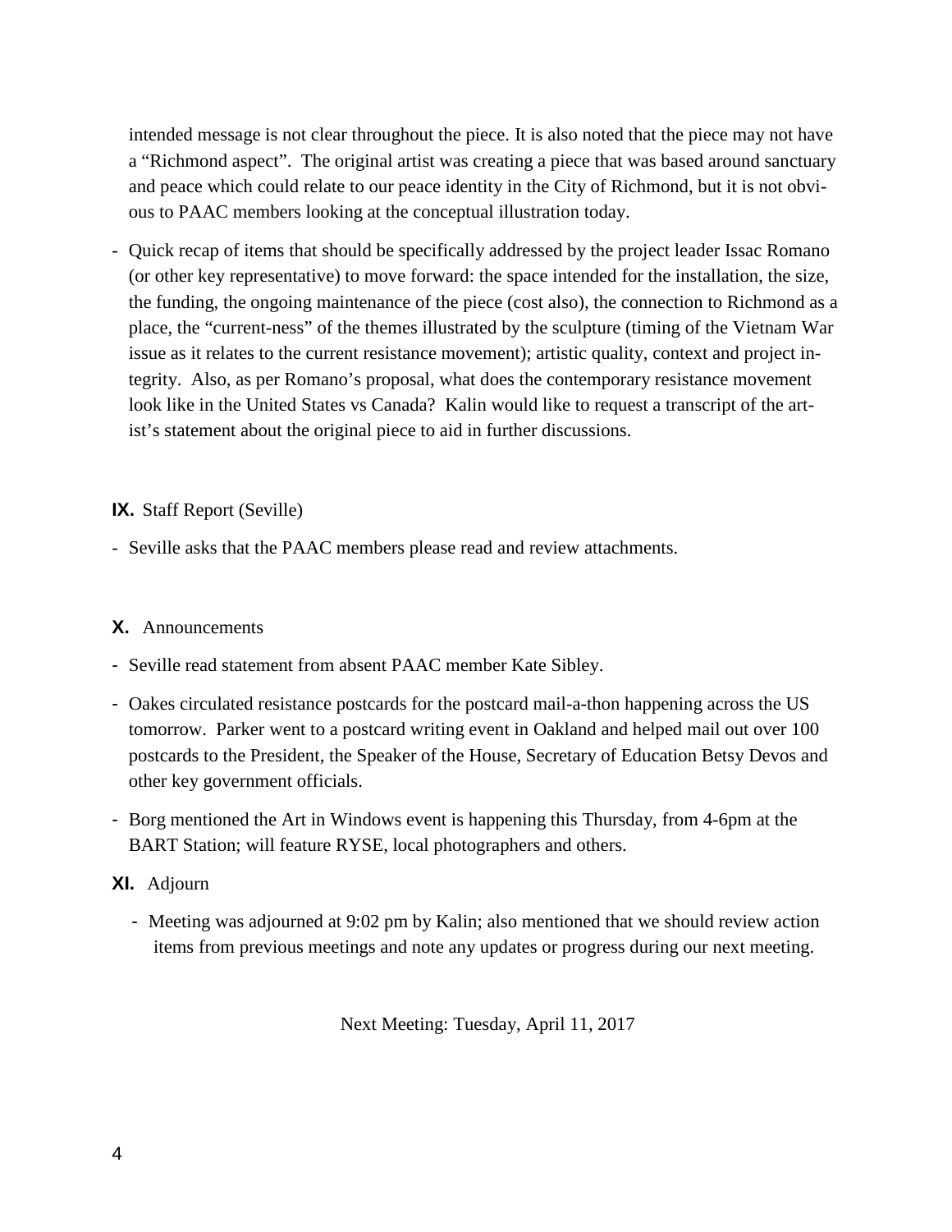intended message is not clear throughout the piece. It is also noted that the piece may not have a "Richmond aspect". The original artist was creating a piece that was based around sanctuary and peace which could relate to our peace identity in the City of Richmond, but it is not obvious to PAAC members looking at the conceptual illustration today.

- Quick recap of items that should be specifically addressed by the project leader Issac Romano (or other key representative) to move forward: the space intended for the installation, the size, the funding, the ongoing maintenance of the piece (cost also), the connection to Richmond as a place, the "current-ness" of the themes illustrated by the sculpture (timing of the Vietnam War issue as it relates to the current resistance movement); artistic quality, context and project integrity. Also, as per Romano's proposal, what does the contemporary resistance movement look like in the United States vs Canada? Kalin would like to request a transcript of the artist's statement about the original piece to aid in further discussions.

**IX.** Staff Report (Seville)

- Seville asks that the PAAC members please read and review attachments.

**X.** Announcements

- Seville read statement from absent PAAC member Kate Sibley.
- Oakes circulated resistance postcards for the postcard mail-a-thon happening across the US tomorrow. Parker went to a postcard writing event in Oakland and helped mail out over 100 postcards to the President, the Speaker of the House, Secretary of Education Betsy Devos and other key government officials.
- Borg mentioned the Art in Windows event is happening this Thursday, from 4-6pm at the BART Station; will feature RYSE, local photographers and others.

**XI.** Adjourn

- Meeting was adjourned at 9:02 pm by Kalin; also mentioned that we should review action items from previous meetings and note any updates or progress during our next meeting.

Next Meeting: Tuesday, April 11, 2017